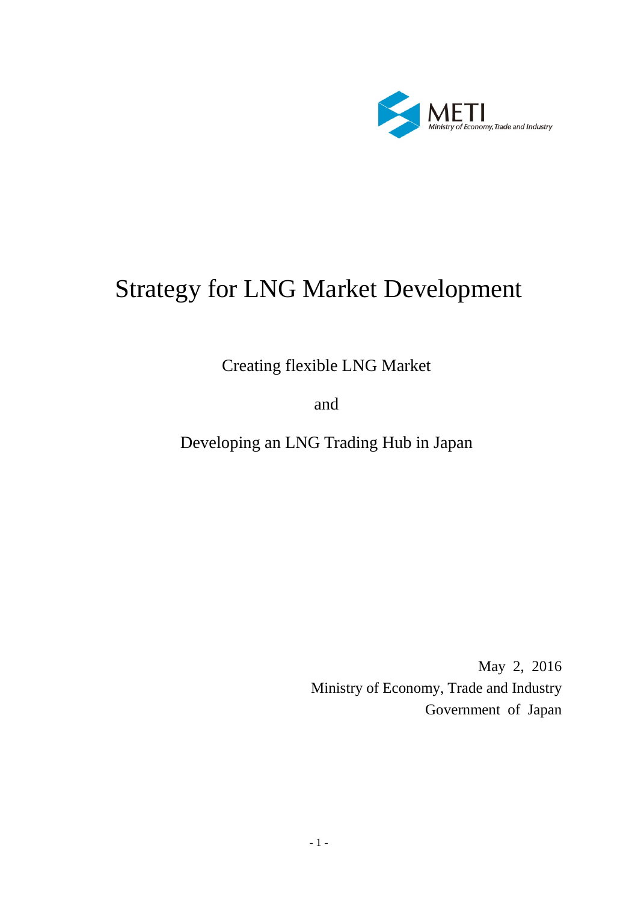METI
Ministry of Economy, Trade and Industry

# Strategy for LNG Market Development

Creating flexible LNG Market

and

Developing an LNG Trading Hub in Japan

May 2, 2016
Ministry of Economy, Trade and Industry
Government of Japan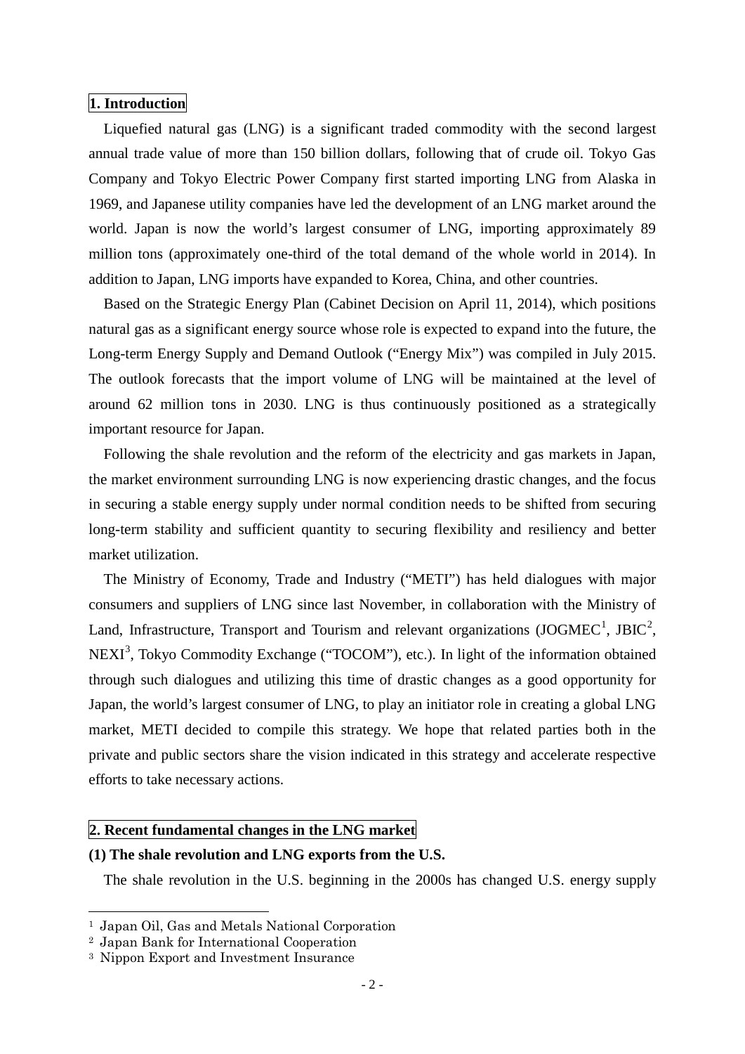## 1. Introduction

Liquefied natural gas (LNG) is a significant traded commodity with the second largest annual trade value of more than 150 billion dollars, following that of crude oil. Tokyo Gas Company and Tokyo Electric Power Company first started importing LNG from Alaska in 1969, and Japanese utility companies have led the development of an LNG market around the world. Japan is now the world's largest consumer of LNG, importing approximately 89 million tons (approximately one-third of the total demand of the whole world in 2014). In addition to Japan, LNG imports have expanded to Korea, China, and other countries.

Based on the Strategic Energy Plan (Cabinet Decision on April 11, 2014), which positions natural gas as a significant energy source whose role is expected to expand into the future, the Long-term Energy Supply and Demand Outlook ("Energy Mix") was compiled in July 2015. The outlook forecasts that the import volume of LNG will be maintained at the level of around 62 million tons in 2030. LNG is thus continuously positioned as a strategically important resource for Japan.

Following the shale revolution and the reform of the electricity and gas markets in Japan, the market environment surrounding LNG is now experiencing drastic changes, and the focus in securing a stable energy supply under normal condition needs to be shifted from securing long-term stability and sufficient quantity to securing flexibility and resiliency and better market utilization.

The Ministry of Economy, Trade and Industry ("METI") has held dialogues with major consumers and suppliers of LNG since last November, in collaboration with the Ministry of Land, Infrastructure, Transport and Tourism and relevant organizations (JOGMEC[1], JBIC[2], NEXI[3], Tokyo Commodity Exchange ("TOCOM"), etc.). In light of the information obtained through such dialogues and utilizing this time of drastic changes as a good opportunity for Japan, the world's largest consumer of LNG, to play an initiator role in creating a global LNG market, METI decided to compile this strategy. We hope that related parties both in the private and public sectors share the vision indicated in this strategy and accelerate respective efforts to take necessary actions.

## 2. Recent fundamental changes in the LNG market

### (1) The shale revolution and LNG exports from the U.S.

The shale revolution in the U.S. beginning in the 2000s has changed U.S. energy supply

---

[1] Japan Oil, Gas and Metals National Corporation
[2] Japan Bank for International Cooperation
[3] Nippon Export and Investment Insurance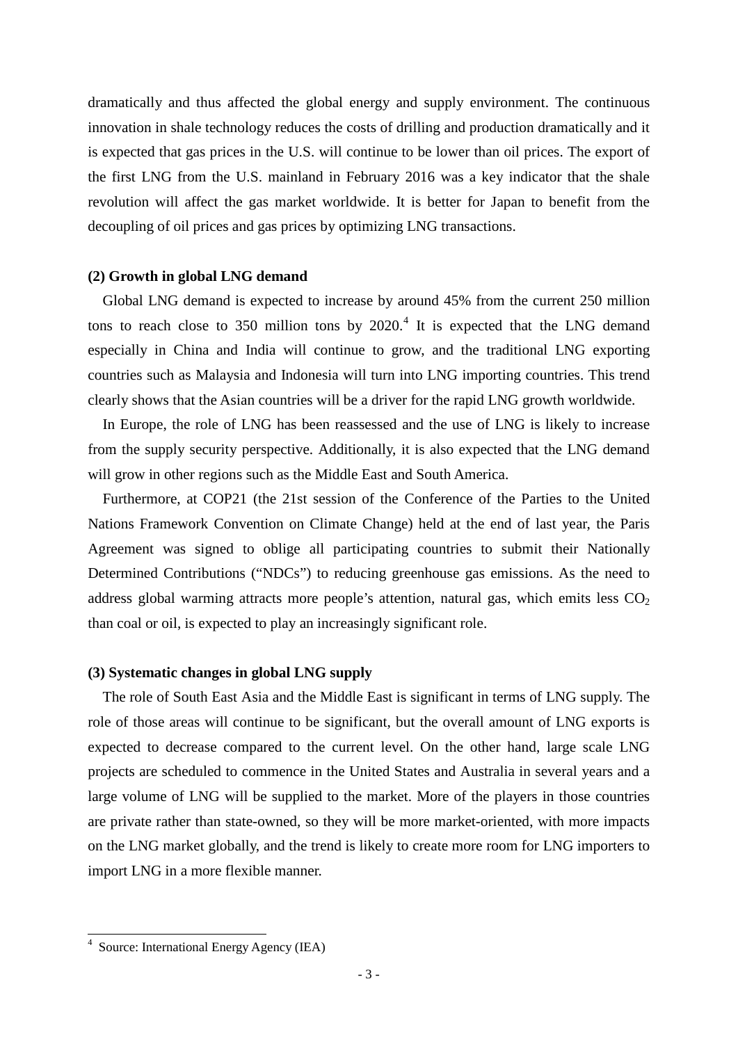dramatically and thus affected the global energy and supply environment. The continuous innovation in shale technology reduces the costs of drilling and production dramatically and it is expected that gas prices in the U.S. will continue to be lower than oil prices. The export of the first LNG from the U.S. mainland in February 2016 was a key indicator that the shale revolution will affect the gas market worldwide. It is better for Japan to benefit from the decoupling of oil prices and gas prices by optimizing LNG transactions.

**(2) Growth in global LNG demand**

Global LNG demand is expected to increase by around 45% from the current 250 million tons to reach close to 350 million tons by 2020.[4] It is expected that the LNG demand especially in China and India will continue to grow, and the traditional LNG exporting countries such as Malaysia and Indonesia will turn into LNG importing countries. This trend clearly shows that the Asian countries will be a driver for the rapid LNG growth worldwide.

In Europe, the role of LNG has been reassessed and the use of LNG is likely to increase from the supply security perspective. Additionally, it is also expected that the LNG demand will grow in other regions such as the Middle East and South America.

Furthermore, at COP21 (the 21st session of the Conference of the Parties to the United Nations Framework Convention on Climate Change) held at the end of last year, the Paris Agreement was signed to oblige all participating countries to submit their Nationally Determined Contributions ("NDCs") to reducing greenhouse gas emissions. As the need to address global warming attracts more people's attention, natural gas, which emits less $CO_2$ than coal or oil, is expected to play an increasingly significant role.

**(3) Systematic changes in global LNG supply**

The role of South East Asia and the Middle East is significant in terms of LNG supply. The role of those areas will continue to be significant, but the overall amount of LNG exports is expected to decrease compared to the current level. On the other hand, large scale LNG projects are scheduled to commence in the United States and Australia in several years and a large volume of LNG will be supplied to the market. More of the players in those countries are private rather than state-owned, so they will be more market-oriented, with more impacts on the LNG market globally, and the trend is likely to create more room for LNG importers to import LNG in a more flexible manner.

---

[4] Source: International Energy Agency (IEA)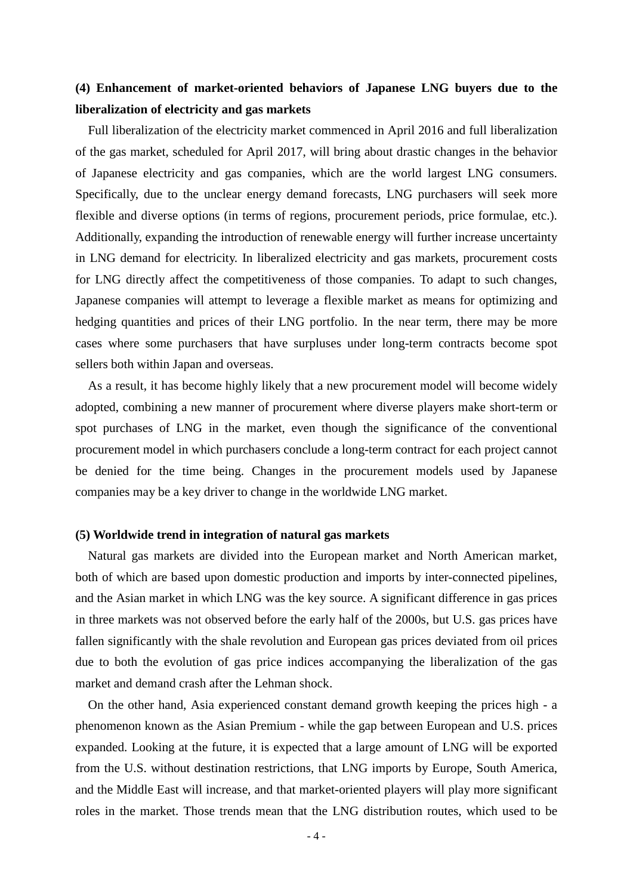### (4) Enhancement of market-oriented behaviors of Japanese LNG buyers due to the liberalization of electricity and gas markets

Full liberalization of the electricity market commenced in April 2016 and full liberalization of the gas market, scheduled for April 2017, will bring about drastic changes in the behavior of Japanese electricity and gas companies, which are the world largest LNG consumers. Specifically, due to the unclear energy demand forecasts, LNG purchasers will seek more flexible and diverse options (in terms of regions, procurement periods, price formulae, etc.). Additionally, expanding the introduction of renewable energy will further increase uncertainty in LNG demand for electricity. In liberalized electricity and gas markets, procurement costs for LNG directly affect the competitiveness of those companies. To adapt to such changes, Japanese companies will attempt to leverage a flexible market as means for optimizing and hedging quantities and prices of their LNG portfolio. In the near term, there may be more cases where some purchasers that have surpluses under long-term contracts become spot sellers both within Japan and overseas.

As a result, it has become highly likely that a new procurement model will become widely adopted, combining a new manner of procurement where diverse players make short-term or spot purchases of LNG in the market, even though the significance of the conventional procurement model in which purchasers conclude a long-term contract for each project cannot be denied for the time being. Changes in the procurement models used by Japanese companies may be a key driver to change in the worldwide LNG market.

### (5) Worldwide trend in integration of natural gas markets

Natural gas markets are divided into the European market and North American market, both of which are based upon domestic production and imports by inter-connected pipelines, and the Asian market in which LNG was the key source. A significant difference in gas prices in three markets was not observed before the early half of the 2000s, but U.S. gas prices have fallen significantly with the shale revolution and European gas prices deviated from oil prices due to both the evolution of gas price indices accompanying the liberalization of the gas market and demand crash after the Lehman shock.

On the other hand, Asia experienced constant demand growth keeping the prices high - a phenomenon known as the Asian Premium - while the gap between European and U.S. prices expanded. Looking at the future, it is expected that a large amount of LNG will be exported from the U.S. without destination restrictions, that LNG imports by Europe, South America, and the Middle East will increase, and that market-oriented players will play more significant roles in the market. Those trends mean that the LNG distribution routes, which used to be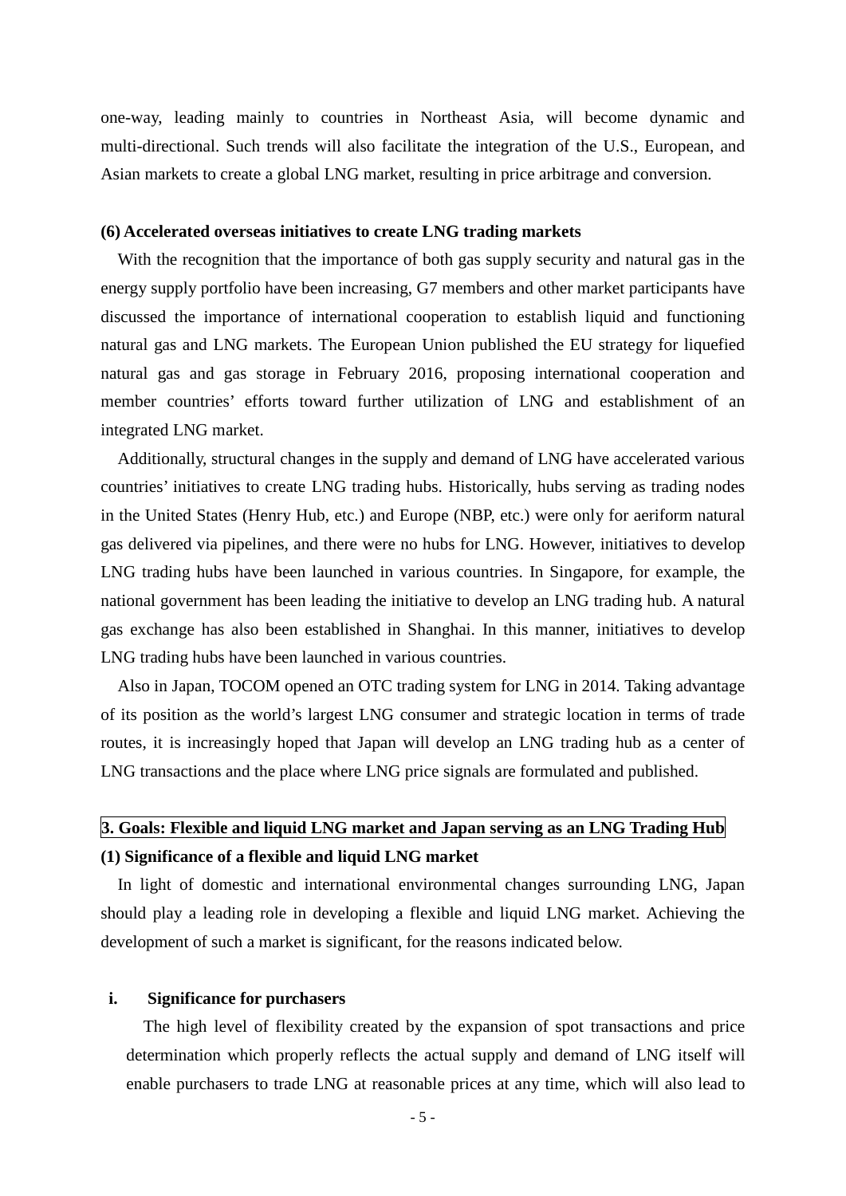one-way, leading mainly to countries in Northeast Asia, will become dynamic and multi-directional. Such trends will also facilitate the integration of the U.S., European, and Asian markets to create a global LNG market, resulting in price arbitrage and conversion.

#### (6) Accelerated overseas initiatives to create LNG trading markets

With the recognition that the importance of both gas supply security and natural gas in the energy supply portfolio have been increasing, G7 members and other market participants have discussed the importance of international cooperation to establish liquid and functioning natural gas and LNG markets. The European Union published the EU strategy for liquefied natural gas and gas storage in February 2016, proposing international cooperation and member countries' efforts toward further utilization of LNG and establishment of an integrated LNG market.

Additionally, structural changes in the supply and demand of LNG have accelerated various countries' initiatives to create LNG trading hubs. Historically, hubs serving as trading nodes in the United States (Henry Hub, etc.) and Europe (NBP, etc.) were only for aeriform natural gas delivered via pipelines, and there were no hubs for LNG. However, initiatives to develop LNG trading hubs have been launched in various countries. In Singapore, for example, the national government has been leading the initiative to develop an LNG trading hub. A natural gas exchange has also been established in Shanghai. In this manner, initiatives to develop LNG trading hubs have been launched in various countries.

Also in Japan, TOCOM opened an OTC trading system for LNG in 2014. Taking advantage of its position as the world's largest LNG consumer and strategic location in terms of trade routes, it is increasingly hoped that Japan will develop an LNG trading hub as a center of LNG transactions and the place where LNG price signals are formulated and published.

## 3. Goals: Flexible and liquid LNG market and Japan serving as an LNG Trading Hub

#### (1) Significance of a flexible and liquid LNG market

In light of domestic and international environmental changes surrounding LNG, Japan should play a leading role in developing a flexible and liquid LNG market. Achieving the development of such a market is significant, for the reasons indicated below.

**i. Significance for purchasers**

The high level of flexibility created by the expansion of spot transactions and price determination which properly reflects the actual supply and demand of LNG itself will enable purchasers to trade LNG at reasonable prices at any time, which will also lead to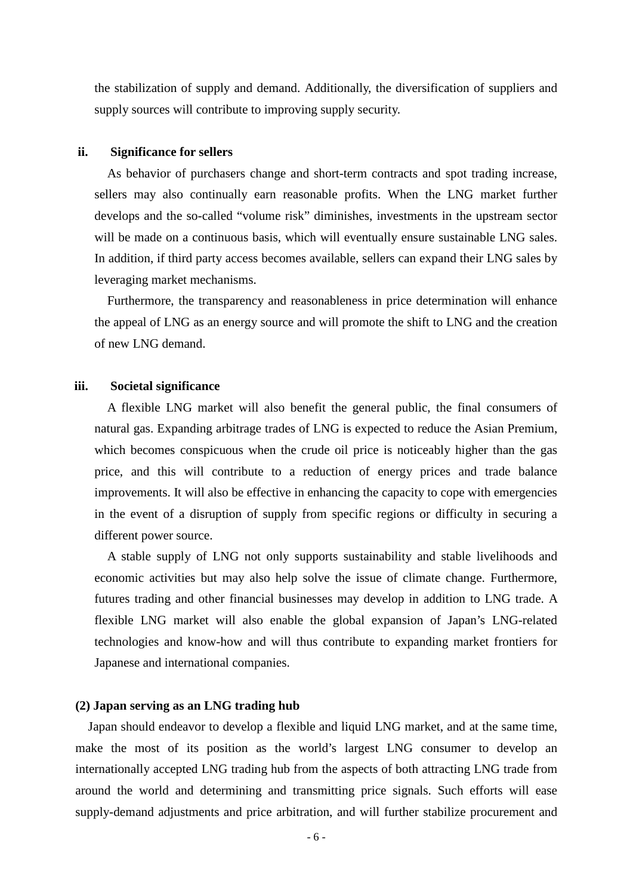the stabilization of supply and demand. Additionally, the diversification of suppliers and supply sources will contribute to improving supply security.

#### ii. Significance for sellers

As behavior of purchasers change and short-term contracts and spot trading increase, sellers may also continually earn reasonable profits. When the LNG market further develops and the so-called "volume risk" diminishes, investments in the upstream sector will be made on a continuous basis, which will eventually ensure sustainable LNG sales. In addition, if third party access becomes available, sellers can expand their LNG sales by leveraging market mechanisms.

Furthermore, the transparency and reasonableness in price determination will enhance the appeal of LNG as an energy source and will promote the shift to LNG and the creation of new LNG demand.

#### iii. Societal significance

A flexible LNG market will also benefit the general public, the final consumers of natural gas. Expanding arbitrage trades of LNG is expected to reduce the Asian Premium, which becomes conspicuous when the crude oil price is noticeably higher than the gas price, and this will contribute to a reduction of energy prices and trade balance improvements. It will also be effective in enhancing the capacity to cope with emergencies in the event of a disruption of supply from specific regions or difficulty in securing a different power source.

A stable supply of LNG not only supports sustainability and stable livelihoods and economic activities but may also help solve the issue of climate change. Furthermore, futures trading and other financial businesses may develop in addition to LNG trade. A flexible LNG market will also enable the global expansion of Japan's LNG-related technologies and know-how and will thus contribute to expanding market frontiers for Japanese and international companies.

### (2) Japan serving as an LNG trading hub

Japan should endeavor to develop a flexible and liquid LNG market, and at the same time, make the most of its position as the world's largest LNG consumer to develop an internationally accepted LNG trading hub from the aspects of both attracting LNG trade from around the world and determining and transmitting price signals. Such efforts will ease supply-demand adjustments and price arbitration, and will further stabilize procurement and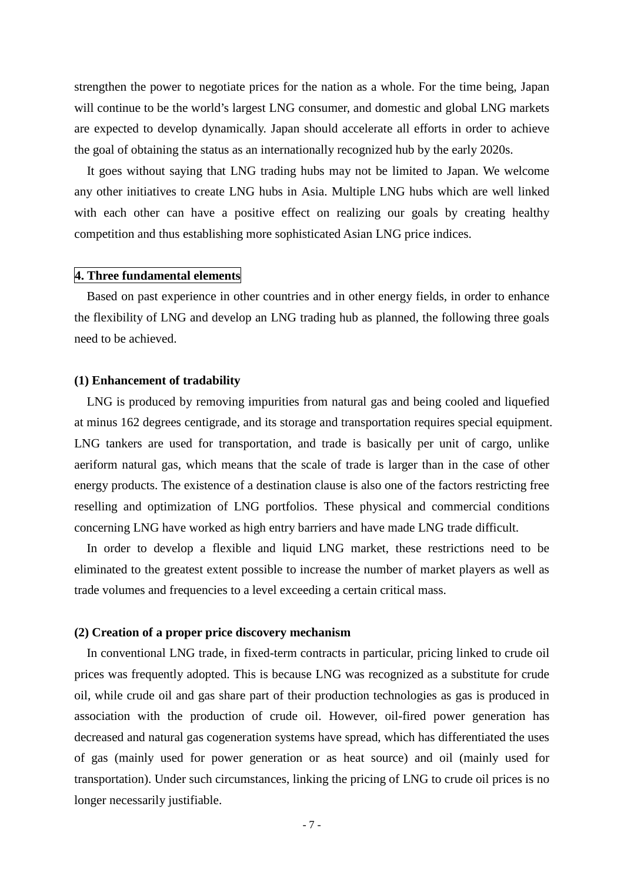strengthen the power to negotiate prices for the nation as a whole. For the time being, Japan will continue to be the world's largest LNG consumer, and domestic and global LNG markets are expected to develop dynamically. Japan should accelerate all efforts in order to achieve the goal of obtaining the status as an internationally recognized hub by the early 2020s.

It goes without saying that LNG trading hubs may not be limited to Japan. We welcome any other initiatives to create LNG hubs in Asia. Multiple LNG hubs which are well linked with each other can have a positive effect on realizing our goals by creating healthy competition and thus establishing more sophisticated Asian LNG price indices.

## 4. Three fundamental elements

Based on past experience in other countries and in other energy fields, in order to enhance the flexibility of LNG and develop an LNG trading hub as planned, the following three goals need to be achieved.

### (1) Enhancement of tradability

LNG is produced by removing impurities from natural gas and being cooled and liquefied at minus 162 degrees centigrade, and its storage and transportation requires special equipment. LNG tankers are used for transportation, and trade is basically per unit of cargo, unlike aeriform natural gas, which means that the scale of trade is larger than in the case of other energy products. The existence of a destination clause is also one of the factors restricting free reselling and optimization of LNG portfolios. These physical and commercial conditions concerning LNG have worked as high entry barriers and have made LNG trade difficult.

In order to develop a flexible and liquid LNG market, these restrictions need to be eliminated to the greatest extent possible to increase the number of market players as well as trade volumes and frequencies to a level exceeding a certain critical mass.

### (2) Creation of a proper price discovery mechanism

In conventional LNG trade, in fixed-term contracts in particular, pricing linked to crude oil prices was frequently adopted. This is because LNG was recognized as a substitute for crude oil, while crude oil and gas share part of their production technologies as gas is produced in association with the production of crude oil. However, oil-fired power generation has decreased and natural gas cogeneration systems have spread, which has differentiated the uses of gas (mainly used for power generation or as heat source) and oil (mainly used for transportation). Under such circumstances, linking the pricing of LNG to crude oil prices is no longer necessarily justifiable.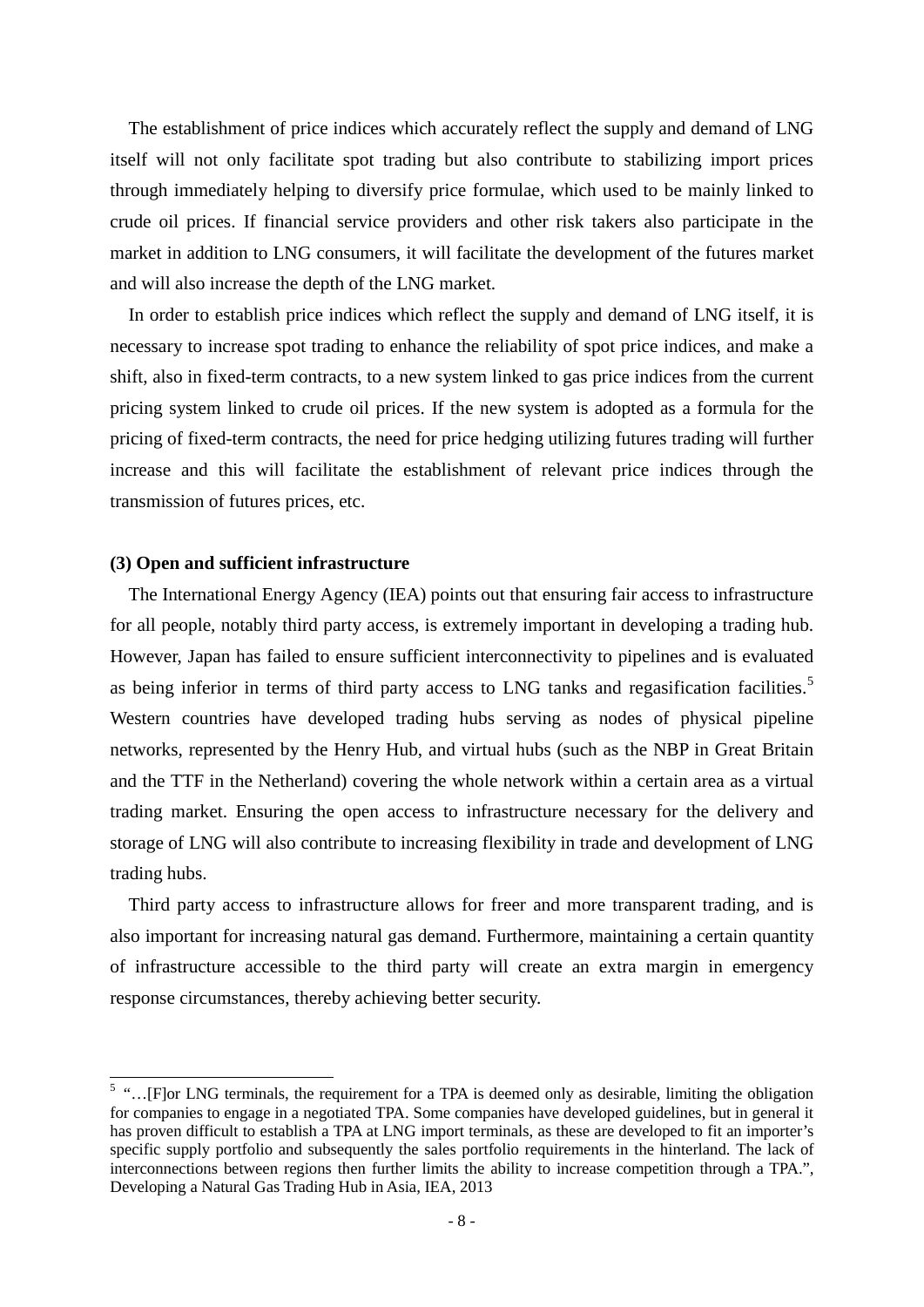The establishment of price indices which accurately reflect the supply and demand of LNG itself will not only facilitate spot trading but also contribute to stabilizing import prices through immediately helping to diversify price formulae, which used to be mainly linked to crude oil prices. If financial service providers and other risk takers also participate in the market in addition to LNG consumers, it will facilitate the development of the futures market and will also increase the depth of the LNG market.

In order to establish price indices which reflect the supply and demand of LNG itself, it is necessary to increase spot trading to enhance the reliability of spot price indices, and make a shift, also in fixed-term contracts, to a new system linked to gas price indices from the current pricing system linked to crude oil prices. If the new system is adopted as a formula for the pricing of fixed-term contracts, the need for price hedging utilizing futures trading will further increase and this will facilitate the establishment of relevant price indices through the transmission of futures prices, etc.

**(3) Open and sufficient infrastructure**

The International Energy Agency (IEA) points out that ensuring fair access to infrastructure for all people, notably third party access, is extremely important in developing a trading hub. However, Japan has failed to ensure sufficient interconnectivity to pipelines and is evaluated as being inferior in terms of third party access to LNG tanks and regasification facilities.[5] Western countries have developed trading hubs serving as nodes of physical pipeline networks, represented by the Henry Hub, and virtual hubs (such as the NBP in Great Britain and the TTF in the Netherland) covering the whole network within a certain area as a virtual trading market. Ensuring the open access to infrastructure necessary for the delivery and storage of LNG will also contribute to increasing flexibility in trade and development of LNG trading hubs.

Third party access to infrastructure allows for freer and more transparent trading, and is also important for increasing natural gas demand. Furthermore, maintaining a certain quantity of infrastructure accessible to the third party will create an extra margin in emergency response circumstances, thereby achieving better security.

---

[5] "…[F]or LNG terminals, the requirement for a TPA is deemed only as desirable, limiting the obligation for companies to engage in a negotiated TPA. Some companies have developed guidelines, but in general it has proven difficult to establish a TPA at LNG import terminals, as these are developed to fit an importer's specific supply portfolio and subsequently the sales portfolio requirements in the hinterland. The lack of interconnections between regions then further limits the ability to increase competition through a TPA.", Developing a Natural Gas Trading Hub in Asia, IEA, 2013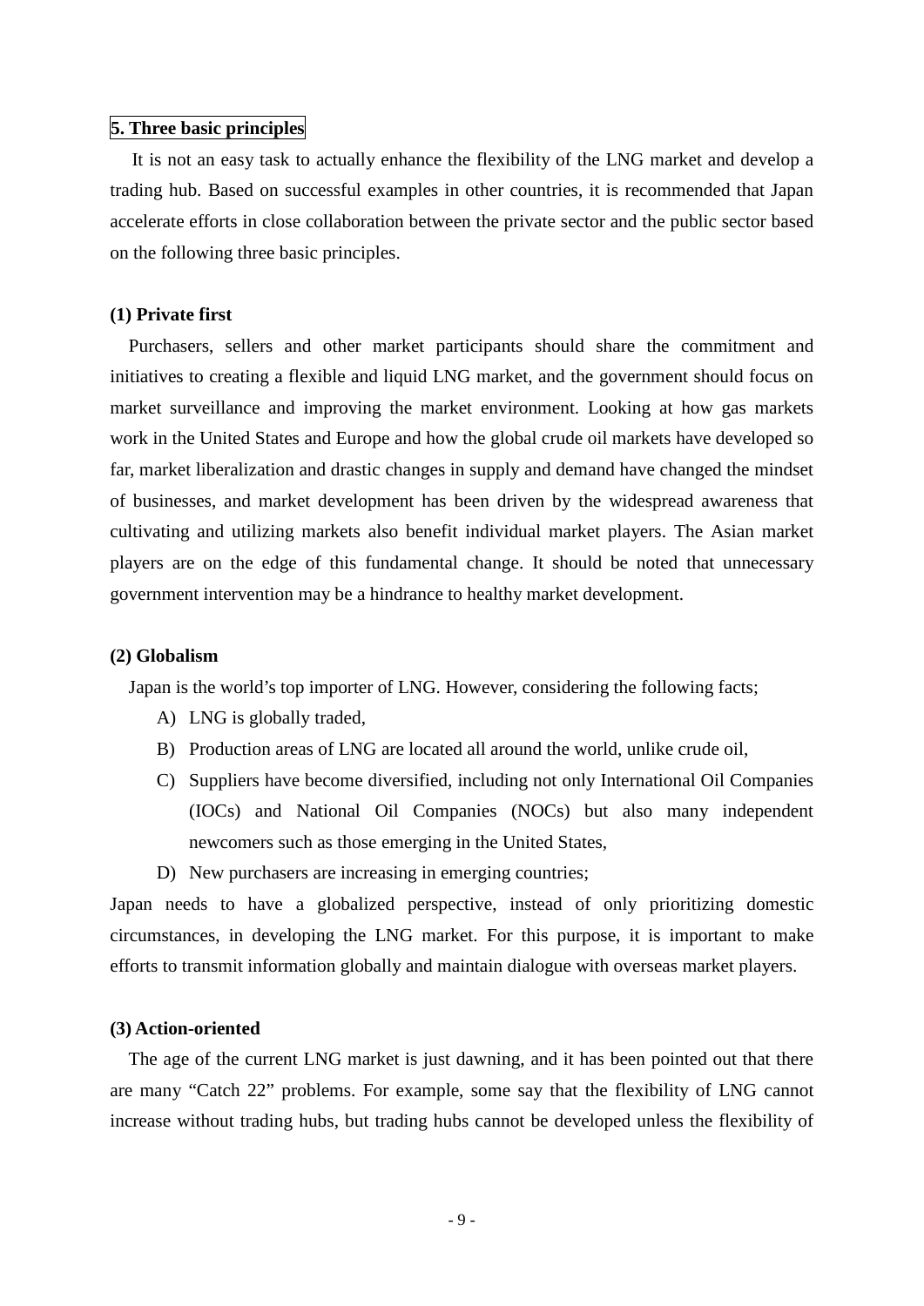## 5. Three basic principles

It is not an easy task to actually enhance the flexibility of the LNG market and develop a trading hub. Based on successful examples in other countries, it is recommended that Japan accelerate efforts in close collaboration between the private sector and the public sector based on the following three basic principles.

### (1) Private first

Purchasers, sellers and other market participants should share the commitment and initiatives to creating a flexible and liquid LNG market, and the government should focus on market surveillance and improving the market environment. Looking at how gas markets work in the United States and Europe and how the global crude oil markets have developed so far, market liberalization and drastic changes in supply and demand have changed the mindset of businesses, and market development has been driven by the widespread awareness that cultivating and utilizing markets also benefit individual market players. The Asian market players are on the edge of this fundamental change. It should be noted that unnecessary government intervention may be a hindrance to healthy market development.

### (2) Globalism

Japan is the world's top importer of LNG. However, considering the following facts;

A) LNG is globally traded,
B) Production areas of LNG are located all around the world, unlike crude oil,
C) Suppliers have become diversified, including not only International Oil Companies (IOCs) and National Oil Companies (NOCs) but also many independent newcomers such as those emerging in the United States,
D) New purchasers are increasing in emerging countries;

Japan needs to have a globalized perspective, instead of only prioritizing domestic circumstances, in developing the LNG market. For this purpose, it is important to make efforts to transmit information globally and maintain dialogue with overseas market players.

### (3) Action-oriented

The age of the current LNG market is just dawning, and it has been pointed out that there are many "Catch 22" problems. For example, some say that the flexibility of LNG cannot increase without trading hubs, but trading hubs cannot be developed unless the flexibility of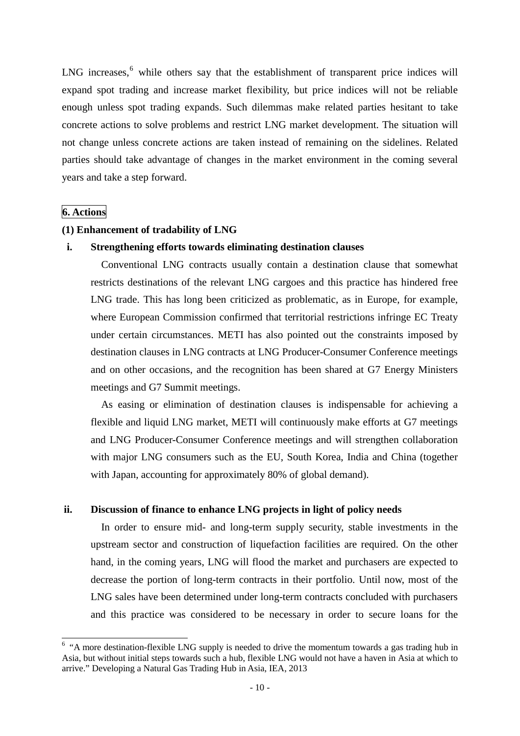LNG increases,[6] while others say that the establishment of transparent price indices will expand spot trading and increase market flexibility, but price indices will not be reliable enough unless spot trading expands. Such dilemmas make related parties hesitant to take concrete actions to solve problems and restrict LNG market development. The situation will not change unless concrete actions are taken instead of remaining on the sidelines. Related parties should take advantage of changes in the market environment in the coming several years and take a step forward.

## 6. Actions

### (1) Enhancement of tradability of LNG

**i. Strengthening efforts towards eliminating destination clauses**

Conventional LNG contracts usually contain a destination clause that somewhat restricts destinations of the relevant LNG cargoes and this practice has hindered free LNG trade. This has long been criticized as problematic, as in Europe, for example, where European Commission confirmed that territorial restrictions infringe EC Treaty under certain circumstances. METI has also pointed out the constraints imposed by destination clauses in LNG contracts at LNG Producer-Consumer Conference meetings and on other occasions, and the recognition has been shared at G7 Energy Ministers meetings and G7 Summit meetings.

As easing or elimination of destination clauses is indispensable for achieving a flexible and liquid LNG market, METI will continuously make efforts at G7 meetings and LNG Producer-Consumer Conference meetings and will strengthen collaboration with major LNG consumers such as the EU, South Korea, India and China (together with Japan, accounting for approximately 80% of global demand).

**ii. Discussion of finance to enhance LNG projects in light of policy needs**

In order to ensure mid- and long-term supply security, stable investments in the upstream sector and construction of liquefaction facilities are required. On the other hand, in the coming years, LNG will flood the market and purchasers are expected to decrease the portion of long-term contracts in their portfolio. Until now, most of the LNG sales have been determined under long-term contracts concluded with purchasers and this practice was considered to be necessary in order to secure loans for the

---

[6] "A more destination-flexible LNG supply is needed to drive the momentum towards a gas trading hub in Asia, but without initial steps towards such a hub, flexible LNG would not have a haven in Asia at which to arrive." Developing a Natural Gas Trading Hub in Asia, IEA, 2013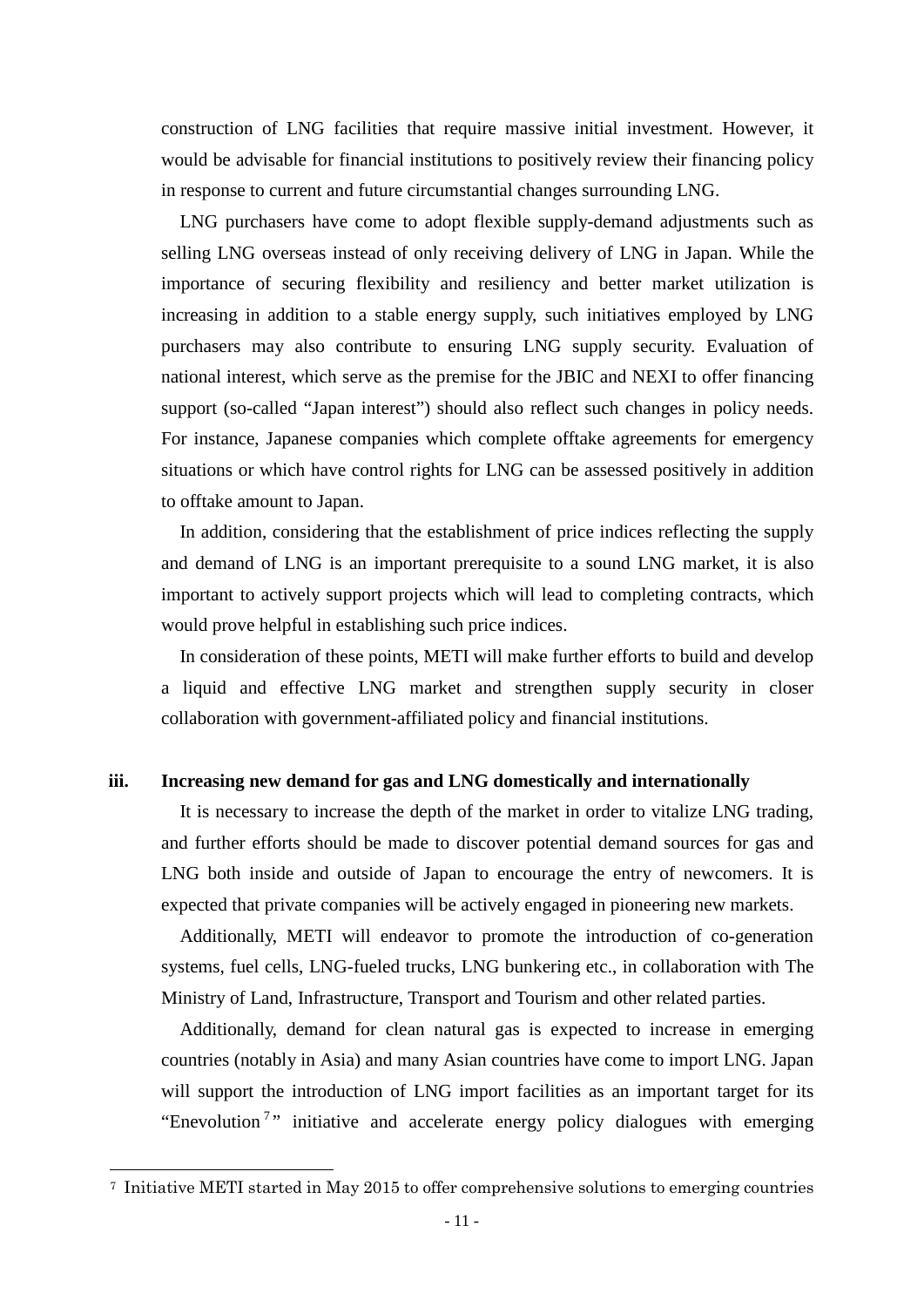construction of LNG facilities that require massive initial investment. However, it would be advisable for financial institutions to positively review their financing policy in response to current and future circumstantial changes surrounding LNG.

LNG purchasers have come to adopt flexible supply-demand adjustments such as selling LNG overseas instead of only receiving delivery of LNG in Japan. While the importance of securing flexibility and resiliency and better market utilization is increasing in addition to a stable energy supply, such initiatives employed by LNG purchasers may also contribute to ensuring LNG supply security. Evaluation of national interest, which serve as the premise for the JBIC and NEXI to offer financing support (so-called "Japan interest") should also reflect such changes in policy needs. For instance, Japanese companies which complete offtake agreements for emergency situations or which have control rights for LNG can be assessed positively in addition to offtake amount to Japan.

In addition, considering that the establishment of price indices reflecting the supply and demand of LNG is an important prerequisite to a sound LNG market, it is also important to actively support projects which will lead to completing contracts, which would prove helpful in establishing such price indices.

In consideration of these points, METI will make further efforts to build and develop a liquid and effective LNG market and strengthen supply security in closer collaboration with government-affiliated policy and financial institutions.

### iii. Increasing new demand for gas and LNG domestically and internationally

It is necessary to increase the depth of the market in order to vitalize LNG trading, and further efforts should be made to discover potential demand sources for gas and LNG both inside and outside of Japan to encourage the entry of newcomers. It is expected that private companies will be actively engaged in pioneering new markets.

Additionally, METI will endeavor to promote the introduction of co-generation systems, fuel cells, LNG-fueled trucks, LNG bunkering etc., in collaboration with The Ministry of Land, Infrastructure, Transport and Tourism and other related parties.

Additionally, demand for clean natural gas is expected to increase in emerging countries (notably in Asia) and many Asian countries have come to import LNG. Japan will support the introduction of LNG import facilities as an important target for its "Enevolution[7]" initiative and accelerate energy policy dialogues with emerging

---

[7] Initiative METI started in May 2015 to offer comprehensive solutions to emerging countries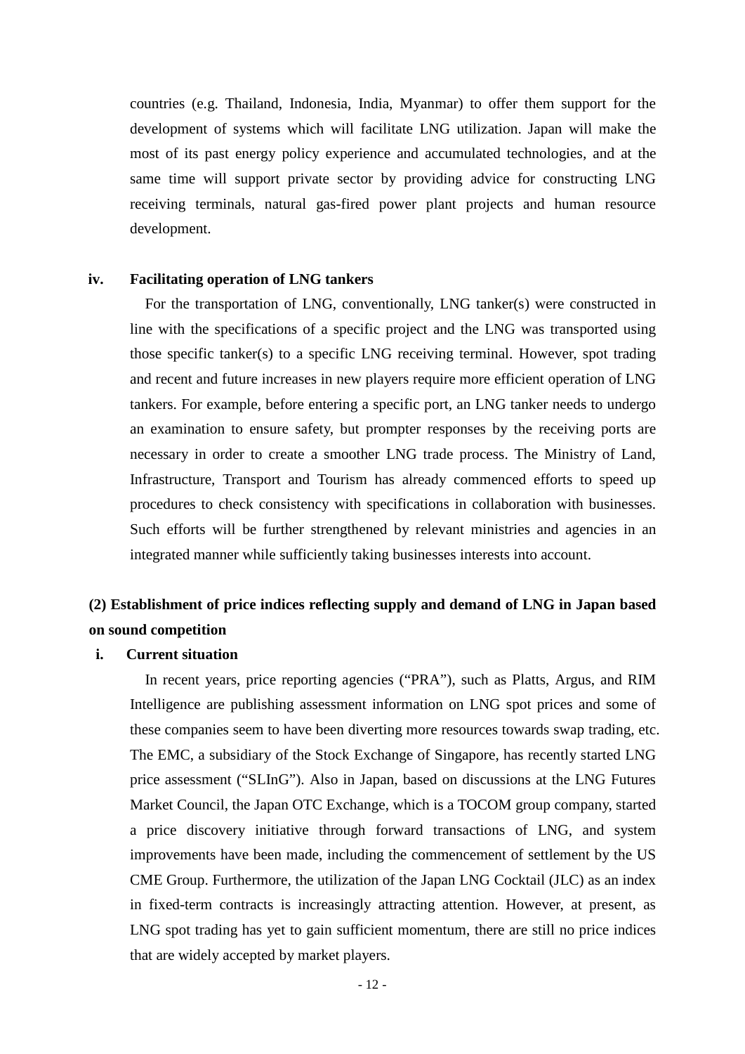countries (e.g. Thailand, Indonesia, India, Myanmar) to offer them support for the development of systems which will facilitate LNG utilization. Japan will make the most of its past energy policy experience and accumulated technologies, and at the same time will support private sector by providing advice for constructing LNG receiving terminals, natural gas-fired power plant projects and human resource development.

**iv. Facilitating operation of LNG tankers**

For the transportation of LNG, conventionally, LNG tanker(s) were constructed in line with the specifications of a specific project and the LNG was transported using those specific tanker(s) to a specific LNG receiving terminal. However, spot trading and recent and future increases in new players require more efficient operation of LNG tankers. For example, before entering a specific port, an LNG tanker needs to undergo an examination to ensure safety, but prompter responses by the receiving ports are necessary in order to create a smoother LNG trade process. The Ministry of Land, Infrastructure, Transport and Tourism has already commenced efforts to speed up procedures to check consistency with specifications in collaboration with businesses. Such efforts will be further strengthened by relevant ministries and agencies in an integrated manner while sufficiently taking businesses interests into account.

### (2) Establishment of price indices reflecting supply and demand of LNG in Japan based on sound competition

**i. Current situation**

In recent years, price reporting agencies ("PRA"), such as Platts, Argus, and RIM Intelligence are publishing assessment information on LNG spot prices and some of these companies seem to have been diverting more resources towards swap trading, etc. The EMC, a subsidiary of the Stock Exchange of Singapore, has recently started LNG price assessment ("SLInG"). Also in Japan, based on discussions at the LNG Futures Market Council, the Japan OTC Exchange, which is a TOCOM group company, started a price discovery initiative through forward transactions of LNG, and system improvements have been made, including the commencement of settlement by the US CME Group. Furthermore, the utilization of the Japan LNG Cocktail (JLC) as an index in fixed-term contracts is increasingly attracting attention. However, at present, as LNG spot trading has yet to gain sufficient momentum, there are still no price indices that are widely accepted by market players.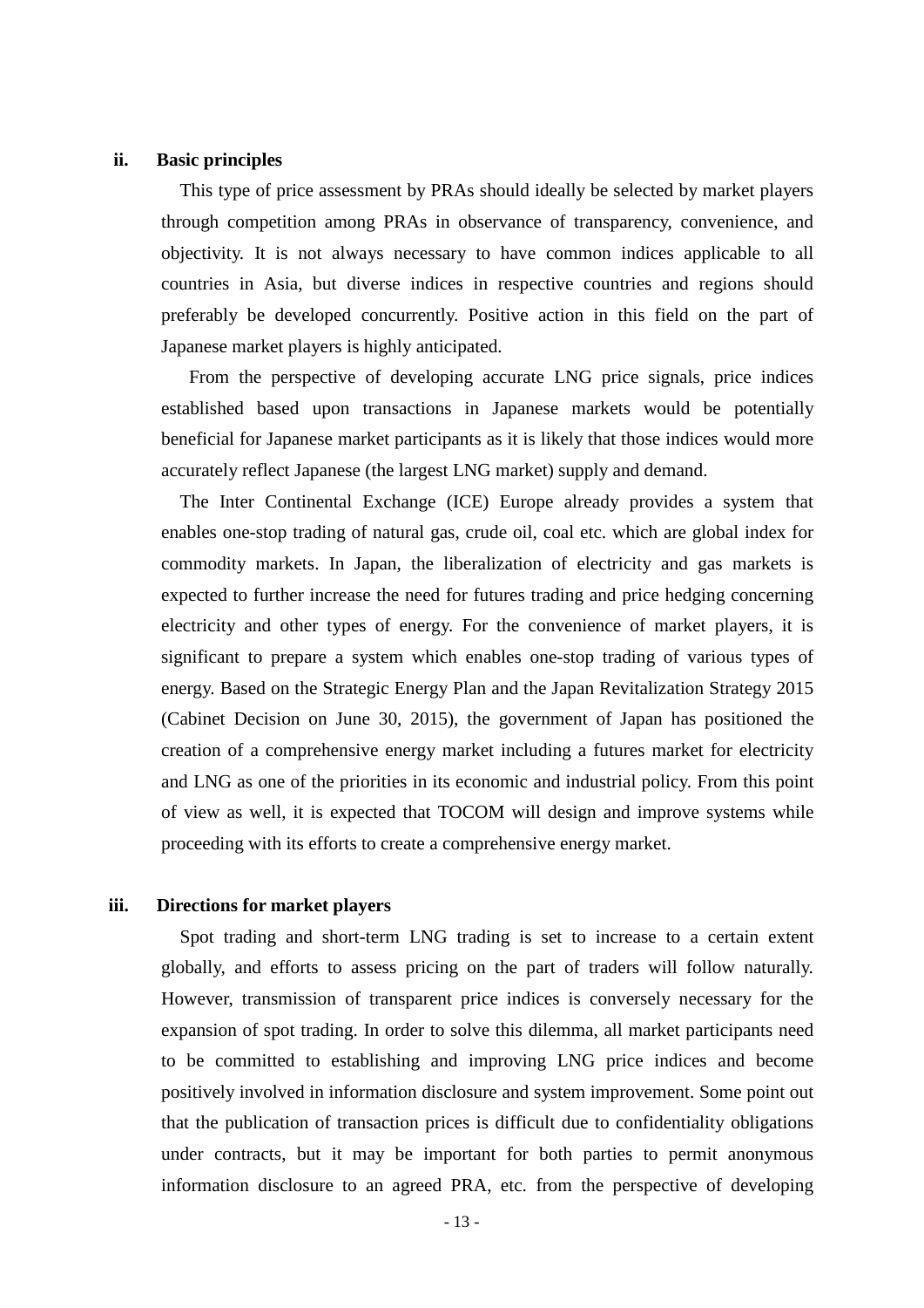### ii. Basic principles

This type of price assessment by PRAs should ideally be selected by market players through competition among PRAs in observance of transparency, convenience, and objectivity. It is not always necessary to have common indices applicable to all countries in Asia, but diverse indices in respective countries and regions should preferably be developed concurrently. Positive action in this field on the part of Japanese market players is highly anticipated.

From the perspective of developing accurate LNG price signals, price indices established based upon transactions in Japanese markets would be potentially beneficial for Japanese market participants as it is likely that those indices would more accurately reflect Japanese (the largest LNG market) supply and demand.

The Inter Continental Exchange (ICE) Europe already provides a system that enables one-stop trading of natural gas, crude oil, coal etc. which are global index for commodity markets. In Japan, the liberalization of electricity and gas markets is expected to further increase the need for futures trading and price hedging concerning electricity and other types of energy. For the convenience of market players, it is significant to prepare a system which enables one-stop trading of various types of energy. Based on the Strategic Energy Plan and the Japan Revitalization Strategy 2015 (Cabinet Decision on June 30, 2015), the government of Japan has positioned the creation of a comprehensive energy market including a futures market for electricity and LNG as one of the priorities in its economic and industrial policy. From this point of view as well, it is expected that TOCOM will design and improve systems while proceeding with its efforts to create a comprehensive energy market.

### iii. Directions for market players

Spot trading and short-term LNG trading is set to increase to a certain extent globally, and efforts to assess pricing on the part of traders will follow naturally. However, transmission of transparent price indices is conversely necessary for the expansion of spot trading. In order to solve this dilemma, all market participants need to be committed to establishing and improving LNG price indices and become positively involved in information disclosure and system improvement. Some point out that the publication of transaction prices is difficult due to confidentiality obligations under contracts, but it may be important for both parties to permit anonymous information disclosure to an agreed PRA, etc. from the perspective of developing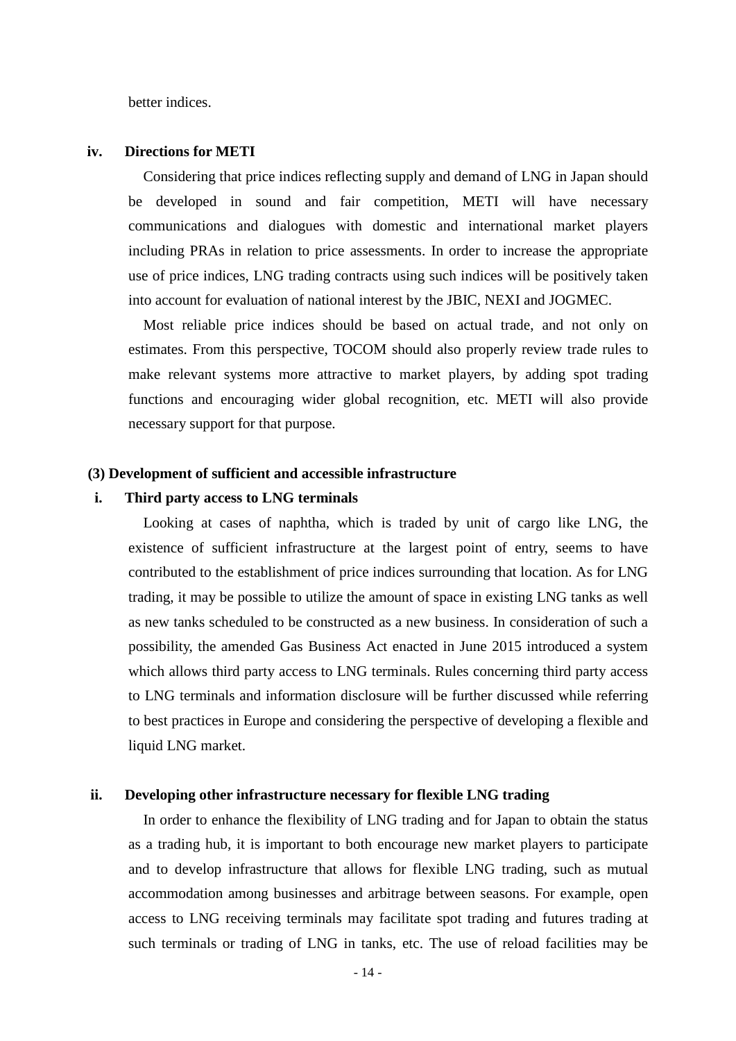better indices.

#### iv. Directions for METI

Considering that price indices reflecting supply and demand of LNG in Japan should be developed in sound and fair competition, METI will have necessary communications and dialogues with domestic and international market players including PRAs in relation to price assessments. In order to increase the appropriate use of price indices, LNG trading contracts using such indices will be positively taken into account for evaluation of national interest by the JBIC, NEXI and JOGMEC.

Most reliable price indices should be based on actual trade, and not only on estimates. From this perspective, TOCOM should also properly review trade rules to make relevant systems more attractive to market players, by adding spot trading functions and encouraging wider global recognition, etc. METI will also provide necessary support for that purpose.

### (3) Development of sufficient and accessible infrastructure

#### i. Third party access to LNG terminals

Looking at cases of naphtha, which is traded by unit of cargo like LNG, the existence of sufficient infrastructure at the largest point of entry, seems to have contributed to the establishment of price indices surrounding that location. As for LNG trading, it may be possible to utilize the amount of space in existing LNG tanks as well as new tanks scheduled to be constructed as a new business. In consideration of such a possibility, the amended Gas Business Act enacted in June 2015 introduced a system which allows third party access to LNG terminals. Rules concerning third party access to LNG terminals and information disclosure will be further discussed while referring to best practices in Europe and considering the perspective of developing a flexible and liquid LNG market.

#### ii. Developing other infrastructure necessary for flexible LNG trading

In order to enhance the flexibility of LNG trading and for Japan to obtain the status as a trading hub, it is important to both encourage new market players to participate and to develop infrastructure that allows for flexible LNG trading, such as mutual accommodation among businesses and arbitrage between seasons. For example, open access to LNG receiving terminals may facilitate spot trading and futures trading at such terminals or trading of LNG in tanks, etc. The use of reload facilities may be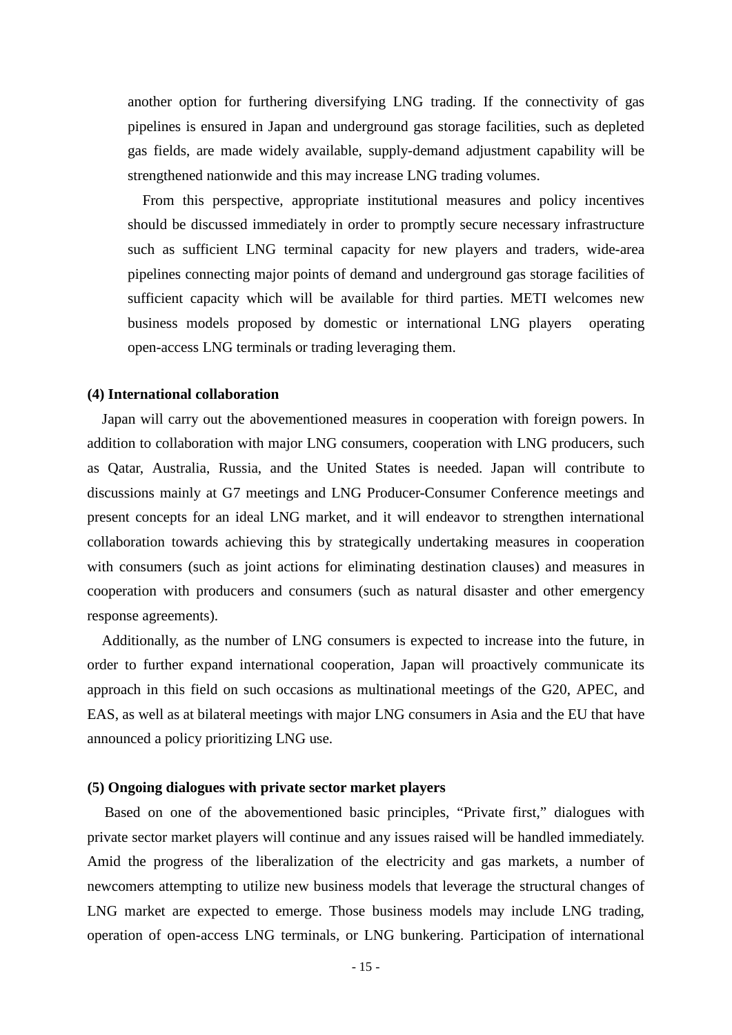another option for furthering diversifying LNG trading. If the connectivity of gas pipelines is ensured in Japan and underground gas storage facilities, such as depleted gas fields, are made widely available, supply-demand adjustment capability will be strengthened nationwide and this may increase LNG trading volumes.

From this perspective, appropriate institutional measures and policy incentives should be discussed immediately in order to promptly secure necessary infrastructure such as sufficient LNG terminal capacity for new players and traders, wide-area pipelines connecting major points of demand and underground gas storage facilities of sufficient capacity which will be available for third parties. METI welcomes new business models proposed by domestic or international LNG players operating open-access LNG terminals or trading leveraging them.

**(4) International collaboration**

Japan will carry out the abovementioned measures in cooperation with foreign powers. In addition to collaboration with major LNG consumers, cooperation with LNG producers, such as Qatar, Australia, Russia, and the United States is needed. Japan will contribute to discussions mainly at G7 meetings and LNG Producer-Consumer Conference meetings and present concepts for an ideal LNG market, and it will endeavor to strengthen international collaboration towards achieving this by strategically undertaking measures in cooperation with consumers (such as joint actions for eliminating destination clauses) and measures in cooperation with producers and consumers (such as natural disaster and other emergency response agreements).

Additionally, as the number of LNG consumers is expected to increase into the future, in order to further expand international cooperation, Japan will proactively communicate its approach in this field on such occasions as multinational meetings of the G20, APEC, and EAS, as well as at bilateral meetings with major LNG consumers in Asia and the EU that have announced a policy prioritizing LNG use.

**(5) Ongoing dialogues with private sector market players**

Based on one of the abovementioned basic principles, “Private first,” dialogues with private sector market players will continue and any issues raised will be handled immediately. Amid the progress of the liberalization of the electricity and gas markets, a number of newcomers attempting to utilize new business models that leverage the structural changes of LNG market are expected to emerge. Those business models may include LNG trading, operation of open-access LNG terminals, or LNG bunkering. Participation of international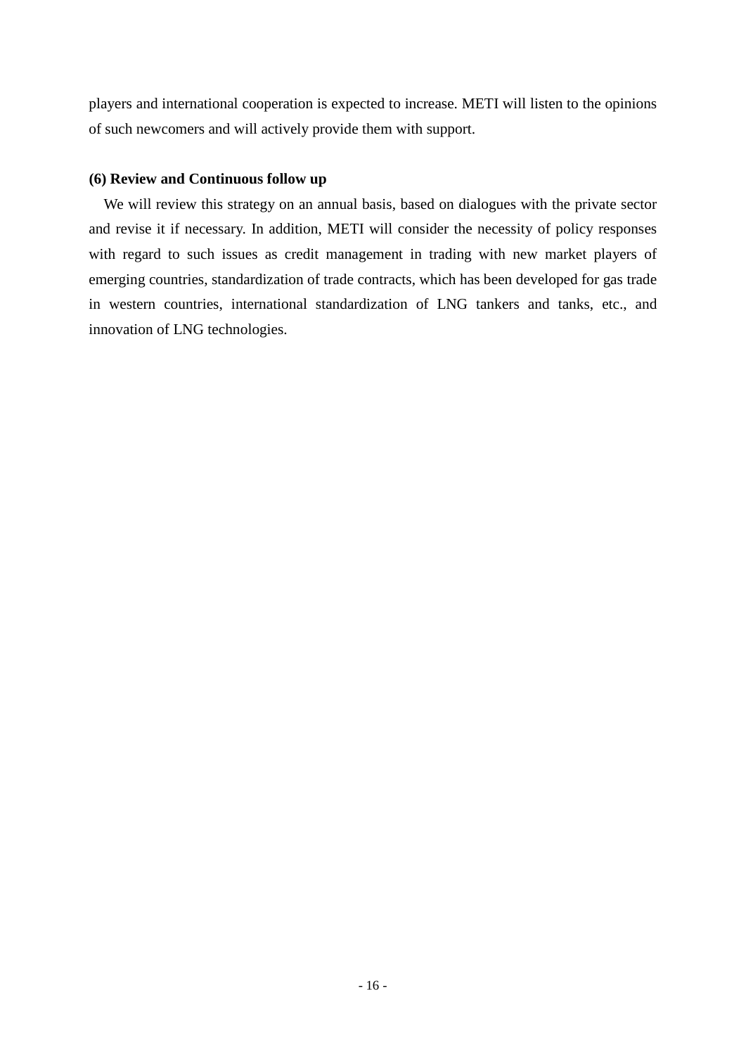players and international cooperation is expected to increase. METI will listen to the opinions of such newcomers and will actively provide them with support.

**(6) Review and Continuous follow up**

We will review this strategy on an annual basis, based on dialogues with the private sector and revise it if necessary. In addition, METI will consider the necessity of policy responses with regard to such issues as credit management in trading with new market players of emerging countries, standardization of trade contracts, which has been developed for gas trade in western countries, international standardization of LNG tankers and tanks, etc., and innovation of LNG technologies.